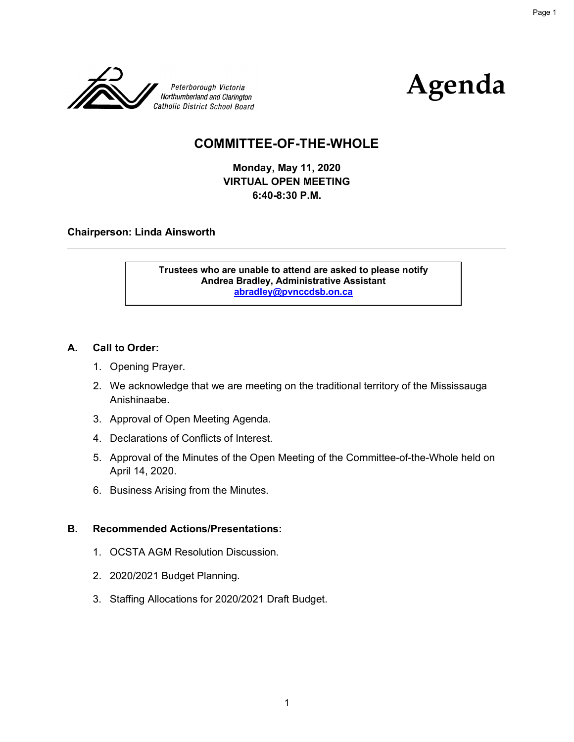Peterborough Victoria Northumberland and Clarington Catholic District School Board

# Agenda

## COMMITTEE-OF-THE-WHOLE

**Monday, May 11, 2020**
**VIRTUAL OPEN MEETING**
**6:40-8:30 P.M.**

**Chairperson: Linda Ainsworth**

---

**Trustees who are unable to attend are asked to please notify**
**Andrea Bradley, Administrative Assistant**
**abradley@pvnccdsb.on.ca**

### A. Call to Order:

1. Opening Prayer.
2. We acknowledge that we are meeting on the traditional territory of the Mississauga Anishinaabe.
3. Approval of Open Meeting Agenda.
4. Declarations of Conflicts of Interest.
5. Approval of the Minutes of the Open Meeting of the Committee-of-the-Whole held on April 14, 2020.
6. Business Arising from the Minutes.

### B. Recommended Actions/Presentations:

1. OCSTA AGM Resolution Discussion.
2. 2020/2021 Budget Planning.
3. Staffing Allocations for 2020/2021 Draft Budget.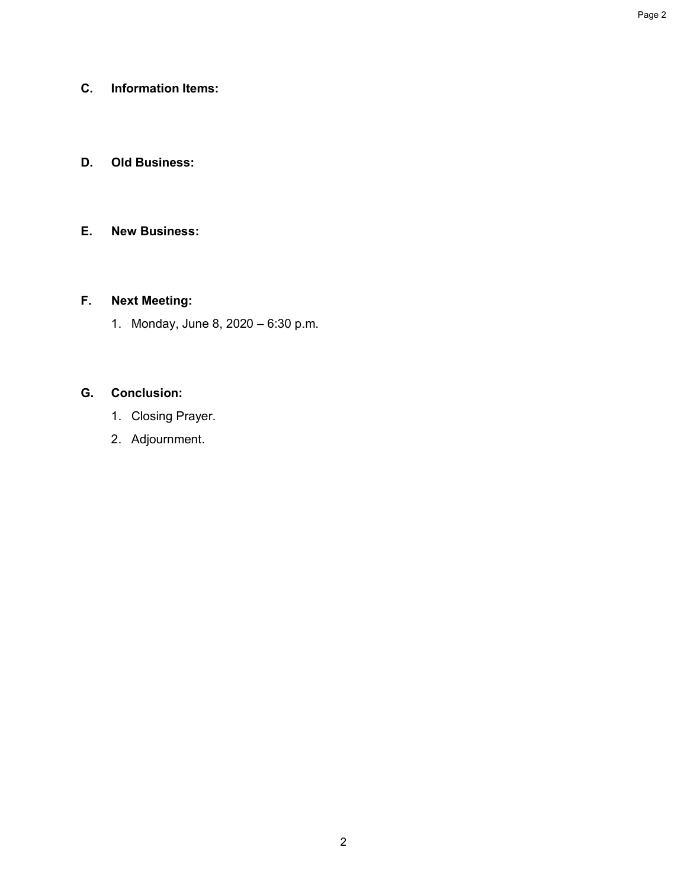**C. Information Items:**

**D. Old Business:**

**E. New Business:**

**F. Next Meeting:**

1. Monday, June 8, 2020 – 6:30 p.m.

**G. Conclusion:**

1. Closing Prayer.
2. Adjournment.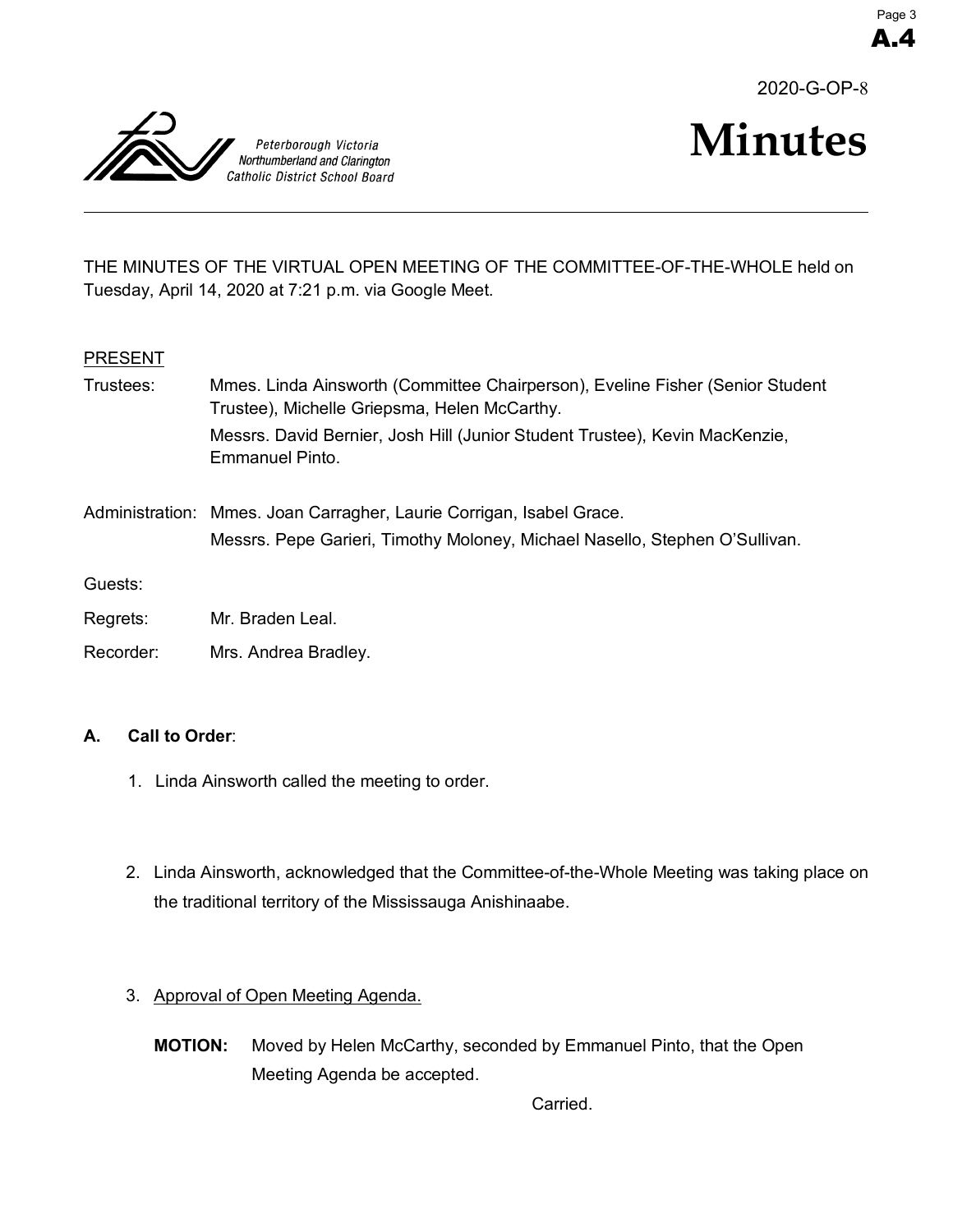A.4

2020-G-OP-8

# Minutes

Peterborough Victoria Northumberland and Clarington Catholic District School Board

---

THE MINUTES OF THE VIRTUAL OPEN MEETING OF THE COMMITTEE-OF-THE-WHOLE held on Tuesday, April 14, 2020 at 7:21 p.m. via Google Meet.

PRESENT

Trustees: Mmes. Linda Ainsworth (Committee Chairperson), Eveline Fisher (Senior Student Trustee), Michelle Griepsma, Helen McCarthy.
Messrs. David Bernier, Josh Hill (Junior Student Trustee), Kevin MacKenzie, Emmanuel Pinto.

Administration: Mmes. Joan Carragher, Laurie Corrigan, Isabel Grace.
Messrs. Pepe Garieri, Timothy Moloney, Michael Nasello, Stephen O'Sullivan.

Guests:

Regrets: Mr. Braden Leal.

Recorder: Mrs. Andrea Bradley.

**A. Call to Order**:

1. Linda Ainsworth called the meeting to order.

2. Linda Ainsworth, acknowledged that the Committee-of-the-Whole Meeting was taking place on the traditional territory of the Mississauga Anishinaabe.

3. Approval of Open Meeting Agenda.

   **MOTION:** Moved by Helen McCarthy, seconded by Emmanuel Pinto, that the Open Meeting Agenda be accepted.

   Carried.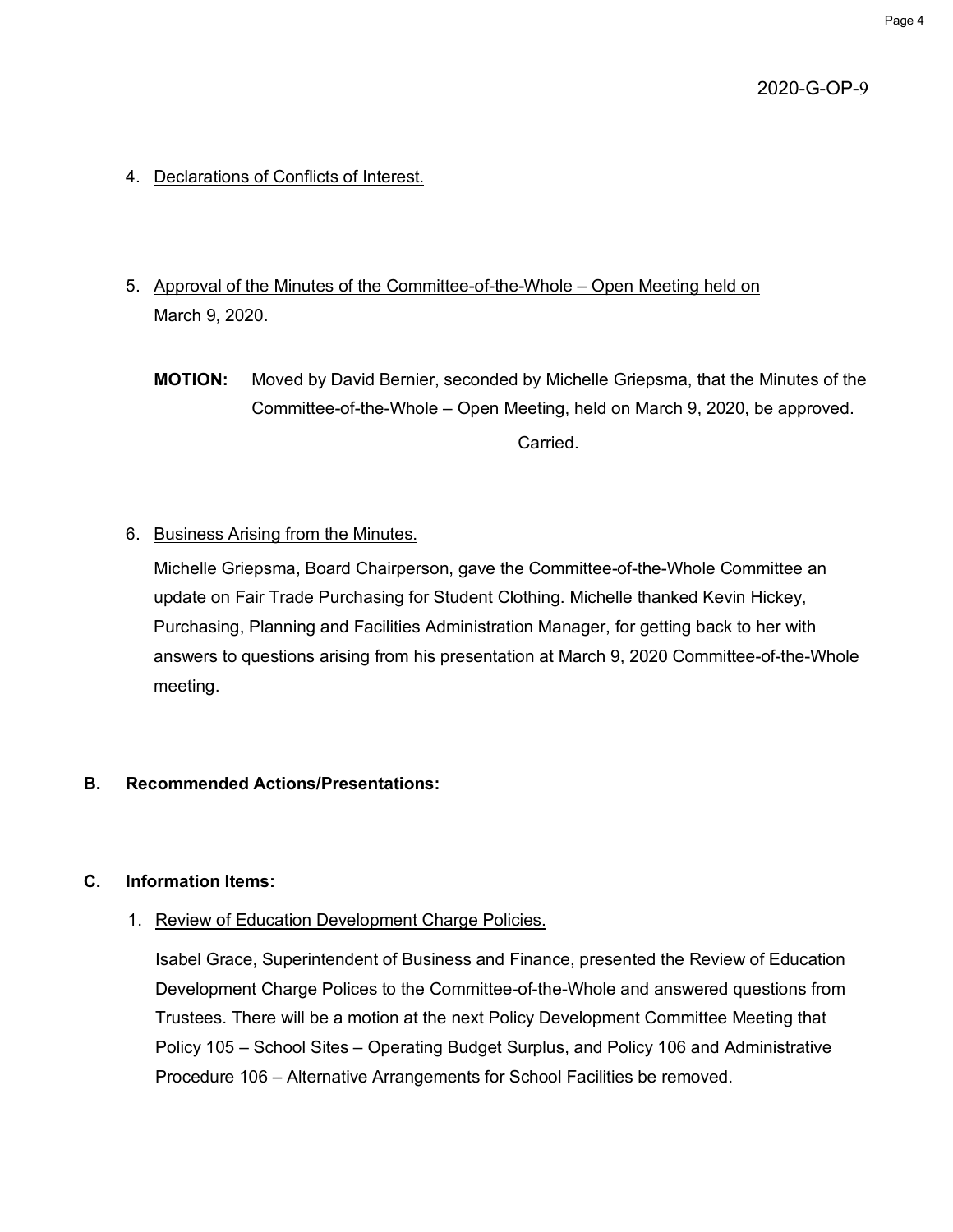2020-G-OP-9

4. Declarations of Conflicts of Interest.

5. Approval of the Minutes of the Committee-of-the-Whole – Open Meeting held on March 9, 2020.

   **MOTION:** Moved by David Bernier, seconded by Michelle Griepsma, that the Minutes of the Committee-of-the-Whole – Open Meeting, held on March 9, 2020, be approved.

   Carried.

6. Business Arising from the Minutes.

   Michelle Griepsma, Board Chairperson, gave the Committee-of-the-Whole Committee an update on Fair Trade Purchasing for Student Clothing. Michelle thanked Kevin Hickey, Purchasing, Planning and Facilities Administration Manager, for getting back to her with answers to questions arising from his presentation at March 9, 2020 Committee-of-the-Whole meeting.

## B. Recommended Actions/Presentations:

## C. Information Items:

1. Review of Education Development Charge Policies.

   Isabel Grace, Superintendent of Business and Finance, presented the Review of Education Development Charge Polices to the Committee-of-the-Whole and answered questions from Trustees. There will be a motion at the next Policy Development Committee Meeting that Policy 105 – School Sites – Operating Budget Surplus, and Policy 106 and Administrative Procedure 106 – Alternative Arrangements for School Facilities be removed.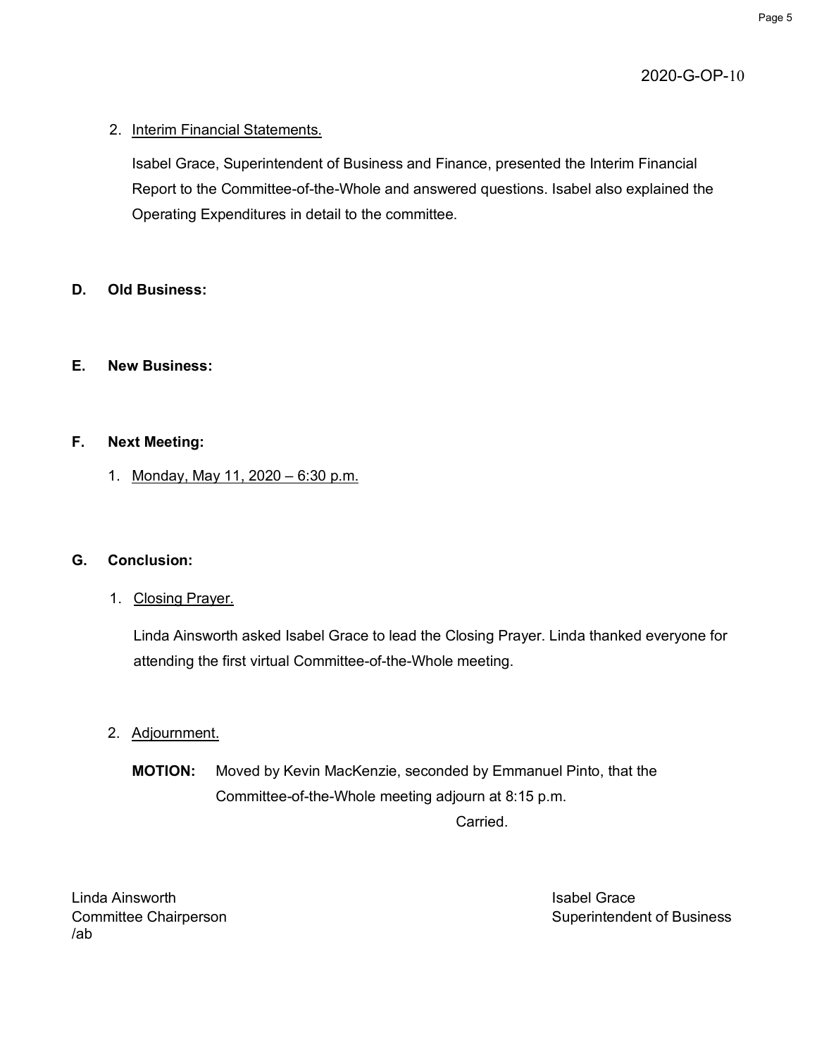2020-G-OP-10

2. Interim Financial Statements.

   Isabel Grace, Superintendent of Business and Finance, presented the Interim Financial Report to the Committee-of-the-Whole and answered questions. Isabel also explained the Operating Expenditures in detail to the committee.

**D. Old Business:**

**E. New Business:**

**F. Next Meeting:**

1. Monday, May 11, 2020 – 6:30 p.m.

**G. Conclusion:**

1. Closing Prayer.

   Linda Ainsworth asked Isabel Grace to lead the Closing Prayer. Linda thanked everyone for attending the first virtual Committee-of-the-Whole meeting.

2. Adjournment.

   **MOTION:** Moved by Kevin MacKenzie, seconded by Emmanuel Pinto, that the Committee-of-the-Whole meeting adjourn at 8:15 p.m.

   Carried.

Linda Ainsworth
Committee Chairperson
/ab

Isabel Grace
Superintendent of Business